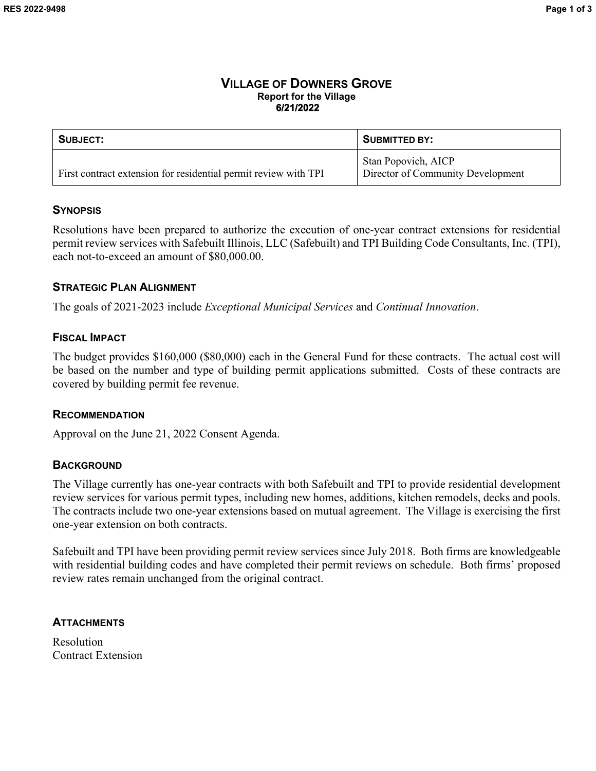# VILLAGE OF DOWNERS GROVE

**Report for the Village**
**6/21/2022**

| SUBJECT: | SUBMITTED BY: |
| --- | --- |
| First contract extension for residential permit review with TPI | Stan Popovich, AICP<br>Director of Community Development |

## SYNOPSIS

Resolutions have been prepared to authorize the execution of one-year contract extensions for residential permit review services with Safebuilt Illinois, LLC (Safebuilt) and TPI Building Code Consultants, Inc. (TPI), each not-to-exceed an amount of $80,000.00.

## STRATEGIC PLAN ALIGNMENT

The goals of 2021-2023 include *Exceptional Municipal Services* and *Continual Innovation*.

## FISCAL IMPACT

The budget provides $160,000 ($80,000) each in the General Fund for these contracts. The actual cost will be based on the number and type of building permit applications submitted. Costs of these contracts are covered by building permit fee revenue.

## RECOMMENDATION

Approval on the June 21, 2022 Consent Agenda.

## BACKGROUND

The Village currently has one-year contracts with both Safebuilt and TPI to provide residential development review services for various permit types, including new homes, additions, kitchen remodels, decks and pools. The contracts include two one-year extensions based on mutual agreement. The Village is exercising the first one-year extension on both contracts.

Safebuilt and TPI have been providing permit review services since July 2018. Both firms are knowledgeable with residential building codes and have completed their permit reviews on schedule. Both firms' proposed review rates remain unchanged from the original contract.

## ATTACHMENTS

Resolution
Contract Extension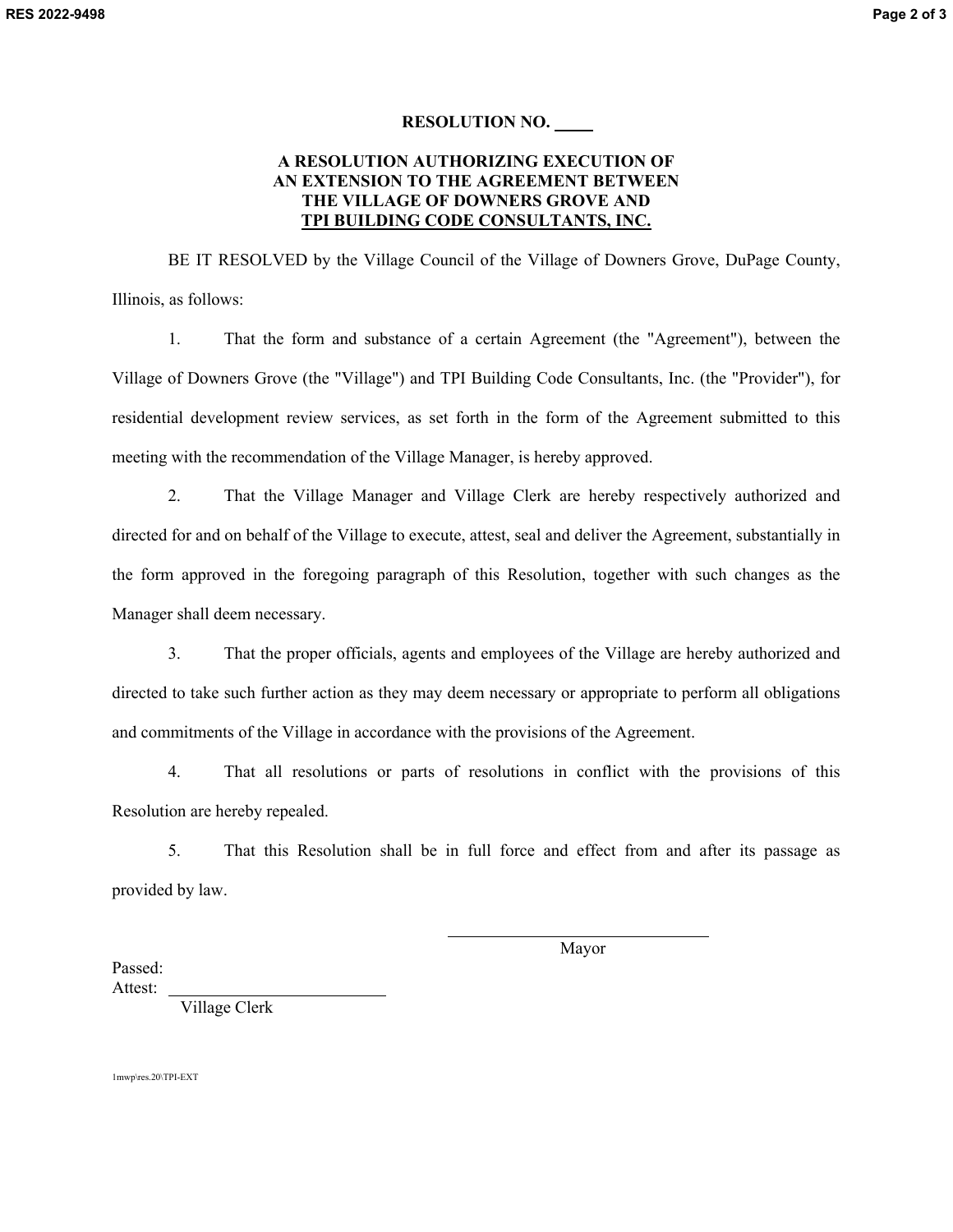**RESOLUTION NO. ____**

**A RESOLUTION AUTHORIZING EXECUTION OF AN EXTENSION TO THE AGREEMENT BETWEEN THE VILLAGE OF DOWNERS GROVE AND TPI BUILDING CODE CONSULTANTS, INC.**

BE IT RESOLVED by the Village Council of the Village of Downers Grove, DuPage County, Illinois, as follows:

1. That the form and substance of a certain Agreement (the "Agreement"), between the Village of Downers Grove (the "Village") and TPI Building Code Consultants, Inc. (the "Provider"), for residential development review services, as set forth in the form of the Agreement submitted to this meeting with the recommendation of the Village Manager, is hereby approved.

2. That the Village Manager and Village Clerk are hereby respectively authorized and directed for and on behalf of the Village to execute, attest, seal and deliver the Agreement, substantially in the form approved in the foregoing paragraph of this Resolution, together with such changes as the Manager shall deem necessary.

3. That the proper officials, agents and employees of the Village are hereby authorized and directed to take such further action as they may deem necessary or appropriate to perform all obligations and commitments of the Village in accordance with the provisions of the Agreement.

4. That all resolutions or parts of resolutions in conflict with the provisions of this Resolution are hereby repealed.

5. That this Resolution shall be in full force and effect from and after its passage as provided by law.

\_\_\_\_\_\_\_\_\_\_\_\_\_\_\_\_\_\_\_\_\_\_\_\_\_\_\_\_
Mayor

Passed:
Attest: \_\_\_\_\_\_\_\_\_\_\_\_\_\_\_\_\_\_\_\_\_\_\_\_
Village Clerk

1mwp\res.20\TPI-EXT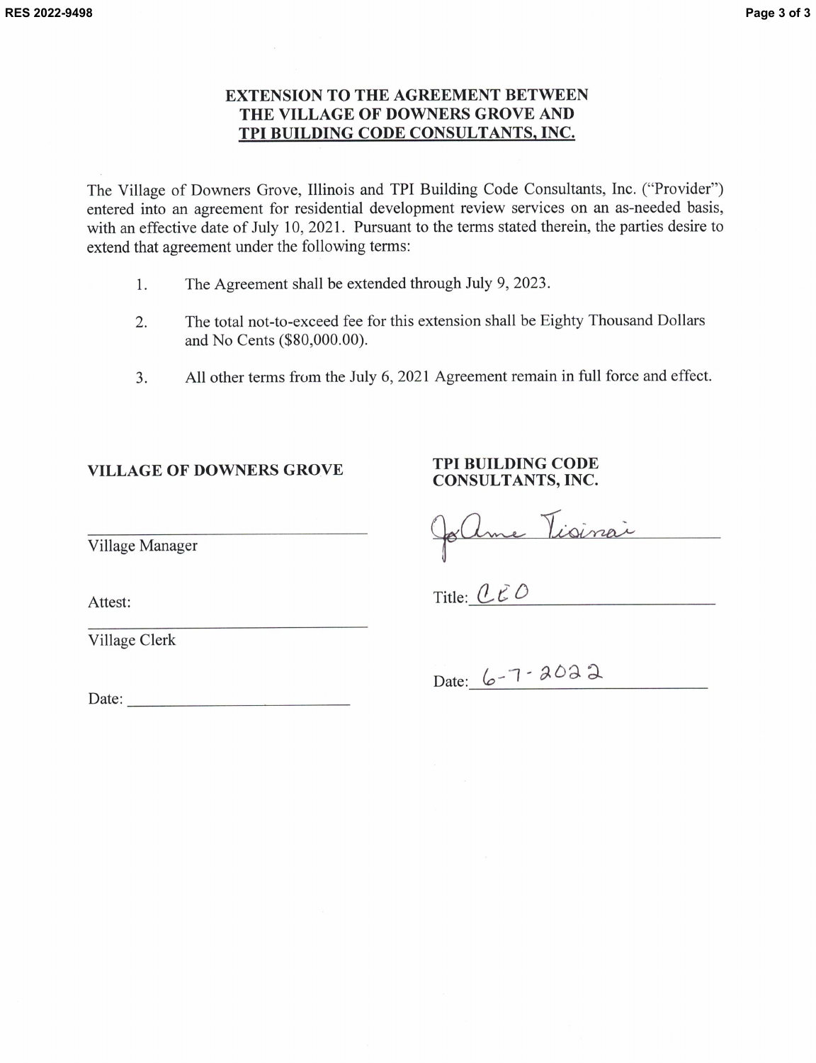# EXTENSION TO THE AGREEMENT BETWEEN THE VILLAGE OF DOWNERS GROVE AND TPI BUILDING CODE CONSULTANTS, INC.

The Village of Downers Grove, Illinois and TPI Building Code Consultants, Inc. ("Provider") entered into an agreement for residential development review services on an as-needed basis, with an effective date of July 10, 2021. Pursuant to the terms stated therein, the parties desire to extend that agreement under the following terms:

1. The Agreement shall be extended through July 9, 2023.
2. The total not-to-exceed fee for this extension shall be Eighty Thousand Dollars and No Cents ($80,000.00).
3. All other terms from the July 6, 2021 Agreement remain in full force and effect.

**VILLAGE OF DOWNERS GROVE**

\_\_\_\_\_\_\_\_\_\_\_\_\_\_\_\_\_\_\_\_\_\_\_\_\_\_\_\_\_\_

Village Manager

Attest:

\_\_\_\_\_\_\_\_\_\_\_\_\_\_\_\_\_\_\_\_\_\_\_\_\_\_\_\_\_\_

Village Clerk

Date: \_\_\_\_\_\_\_\_\_\_\_\_\_\_\_\_\_\_\_\_

**TPI BUILDING CODE CONSULTANTS, INC.**

JoAnne Tisinai

Title: CEO

Date: 6-7-2022